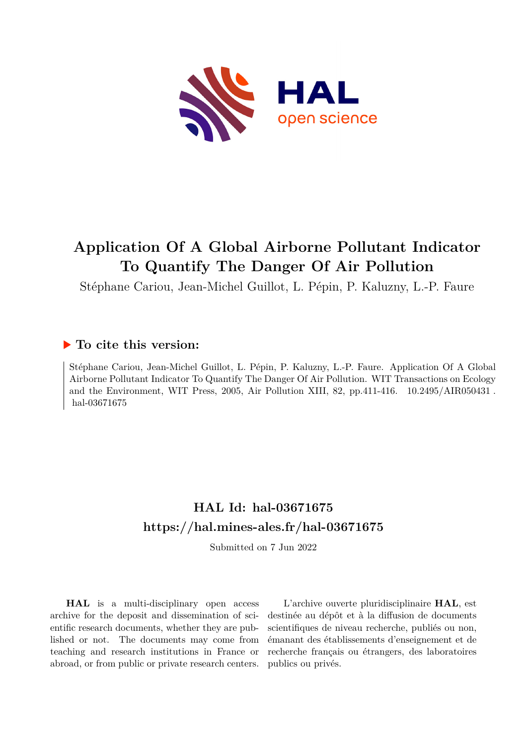# Application Of A Global Airborne Pollutant Indicator To Quantify The Danger Of Air Pollution

Stéphane Cariou, Jean-Michel Guillot, L. Pépin, P. Kaluzny, L.-P. Faure

## ▶ To cite this version:

Stéphane Cariou, Jean-Michel Guillot, L. Pépin, P. Kaluzny, L.-P. Faure. Application Of A Global Airborne Pollutant Indicator To Quantify The Danger Of Air Pollution. WIT Transactions on Ecology and the Environment, WIT Press, 2005, Air Pollution XIII, 82, pp.411-416. 10.2495/AIR050431 . hal-03671675

## HAL Id: hal-03671675

## https://hal.mines-ales.fr/hal-03671675

Submitted on 7 Jun 2022

**HAL** is a multi-disciplinary open access archive for the deposit and dissemination of scientific research documents, whether they are published or not. The documents may come from teaching and research institutions in France or abroad, or from public or private research centers.

L'archive ouverte pluridisciplinaire **HAL**, est destinée au dépôt et à la diffusion de documents scientifiques de niveau recherche, publiés ou non, émanant des établissements d'enseignement et de recherche français ou étrangers, des laboratoires publics ou privés.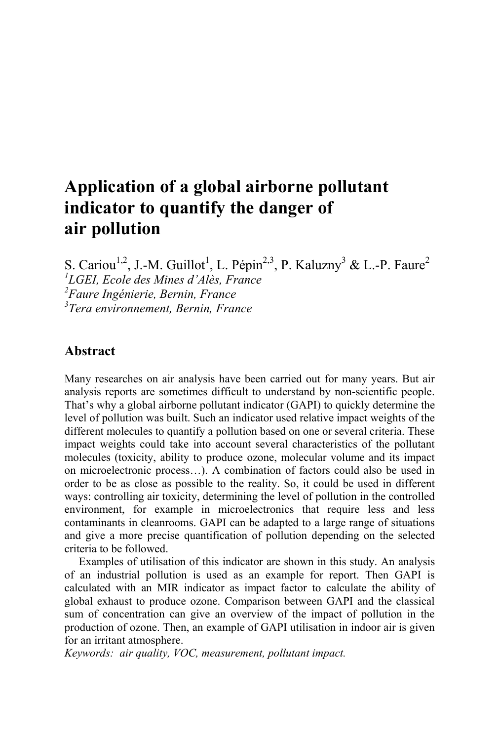# Application of a global airborne pollutant indicator to quantify the danger of air pollution

S. Cariou[1,2], J.-M. Guillot[1], L. Pépin[2,3], P. Kaluzny[3] & L.-P. Faure[2]

[1]*LGEI, Ecole des Mines d'Alès, France*
[2]*Faure Ingénierie, Bernin, France*
[3]*Tera environnement, Bernin, France*

## Abstract

Many researches on air analysis have been carried out for many years. But air analysis reports are sometimes difficult to understand by non-scientific people. That's why a global airborne pollutant indicator (GAPI) to quickly determine the level of pollution was built. Such an indicator used relative impact weights of the different molecules to quantify a pollution based on one or several criteria. These impact weights could take into account several characteristics of the pollutant molecules (toxicity, ability to produce ozone, molecular volume and its impact on microelectronic process…). A combination of factors could also be used in order to be as close as possible to the reality. So, it could be used in different ways: controlling air toxicity, determining the level of pollution in the controlled environment, for example in microelectronics that require less and less contaminants in cleanrooms. GAPI can be adapted to a large range of situations and give a more precise quantification of pollution depending on the selected criteria to be followed.

Examples of utilisation of this indicator are shown in this study. An analysis of an industrial pollution is used as an example for report. Then GAPI is calculated with an MIR indicator as impact factor to calculate the ability of global exhaust to produce ozone. Comparison between GAPI and the classical sum of concentration can give an overview of the impact of pollution in the production of ozone. Then, an example of GAPI utilisation in indoor air is given for an irritant atmosphere.

*Keywords: air quality, VOC, measurement, pollutant impact.*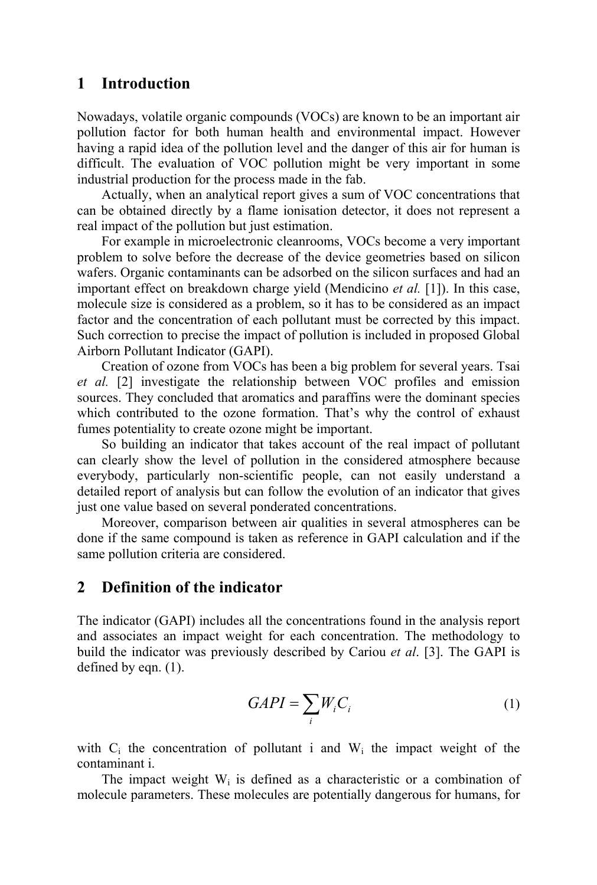# 1 Introduction

Nowadays, volatile organic compounds (VOCs) are known to be an important air pollution factor for both human health and environmental impact. However having a rapid idea of the pollution level and the danger of this air for human is difficult. The evaluation of VOC pollution might be very important in some industrial production for the process made in the fab.

Actually, when an analytical report gives a sum of VOC concentrations that can be obtained directly by a flame ionisation detector, it does not represent a real impact of the pollution but just estimation.

For example in microelectronic cleanrooms, VOCs become a very important problem to solve before the decrease of the device geometries based on silicon wafers. Organic contaminants can be adsorbed on the silicon surfaces and had an important effect on breakdown charge yield (Mendicino *et al.* [1]). In this case, molecule size is considered as a problem, so it has to be considered as an impact factor and the concentration of each pollutant must be corrected by this impact. Such correction to precise the impact of pollution is included in proposed Global Airborn Pollutant Indicator (GAPI).

Creation of ozone from VOCs has been a big problem for several years. Tsai *et al.* [2] investigate the relationship between VOC profiles and emission sources. They concluded that aromatics and paraffins were the dominant species which contributed to the ozone formation. That's why the control of exhaust fumes potentiality to create ozone might be important.

So building an indicator that takes account of the real impact of pollutant can clearly show the level of pollution in the considered atmosphere because everybody, particularly non-scientific people, can not easily understand a detailed report of analysis but can follow the evolution of an indicator that gives just one value based on several ponderated concentrations.

Moreover, comparison between air qualities in several atmospheres can be done if the same compound is taken as reference in GAPI calculation and if the same pollution criteria are considered.

# 2 Definition of the indicator

The indicator (GAPI) includes all the concentrations found in the analysis report and associates an impact weight for each concentration. The methodology to build the indicator was previously described by Cariou *et al*. [3]. The GAPI is defined by eqn. (1).

$$GAPI = \sum_{i} W_i C_i \tag{1}$$

with $C_i$ the concentration of pollutant i and $W_i$ the impact weight of the contaminant i.

The impact weight $W_i$ is defined as a characteristic or a combination of molecule parameters. These molecules are potentially dangerous for humans, for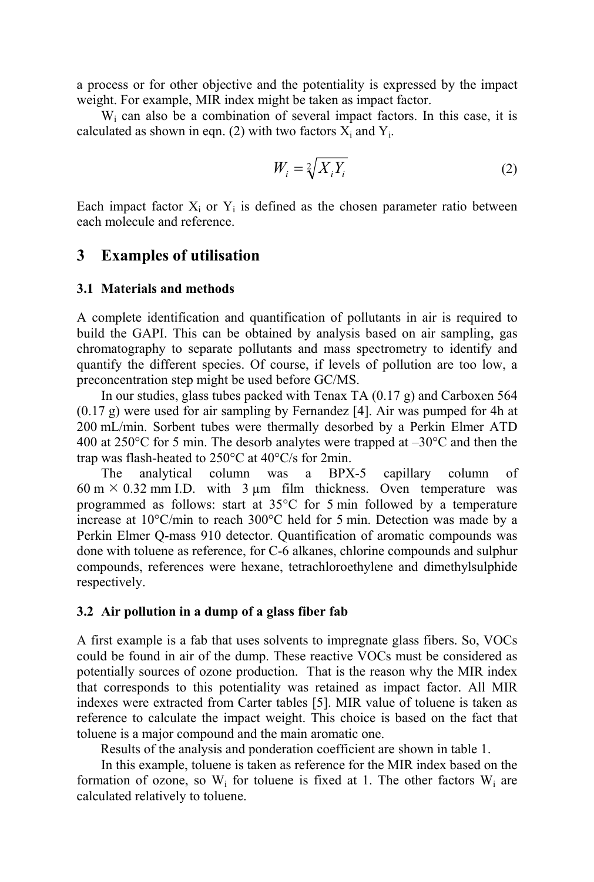a process or for other objective and the potentiality is expressed by the impact weight. For example, MIR index might be taken as impact factor.

$W_i$ can also be a combination of several impact factors. In this case, it is calculated as shown in eqn. (2) with two factors $X_i$ and $Y_i$.

$$W_i = \sqrt[2]{X_i Y_i} \tag{2}$$

Each impact factor $X_i$ or $Y_i$ is defined as the chosen parameter ratio between each molecule and reference.

## 3 Examples of utilisation

### 3.1 Materials and methods

A complete identification and quantification of pollutants in air is required to build the GAPI. This can be obtained by analysis based on air sampling, gas chromatography to separate pollutants and mass spectrometry to identify and quantify the different species. Of course, if levels of pollution are too low, a preconcentration step might be used before GC/MS.

In our studies, glass tubes packed with Tenax TA (0.17 g) and Carboxen 564 (0.17 g) were used for air sampling by Fernandez [4]. Air was pumped for 4h at 200 mL/min. Sorbent tubes were thermally desorbed by a Perkin Elmer ATD 400 at 250°C for 5 min. The desorb analytes were trapped at –30°C and then the trap was flash-heated to 250°C at 40°C/s for 2min.

The analytical column was a BPX-5 capillary column of 60 m × 0.32 mm I.D. with 3 µm film thickness. Oven temperature was programmed as follows: start at 35°C for 5 min followed by a temperature increase at 10°C/min to reach 300°C held for 5 min. Detection was made by a Perkin Elmer Q-mass 910 detector. Quantification of aromatic compounds was done with toluene as reference, for C-6 alkanes, chlorine compounds and sulphur compounds, references were hexane, tetrachloroethylene and dimethylsulphide respectively.

### 3.2 Air pollution in a dump of a glass fiber fab

A first example is a fab that uses solvents to impregnate glass fibers. So, VOCs could be found in air of the dump. These reactive VOCs must be considered as potentially sources of ozone production. That is the reason why the MIR index that corresponds to this potentiality was retained as impact factor. All MIR indexes were extracted from Carter tables [5]. MIR value of toluene is taken as reference to calculate the impact weight. This choice is based on the fact that toluene is a major compound and the main aromatic one.

Results of the analysis and ponderation coefficient are shown in table 1.

In this example, toluene is taken as reference for the MIR index based on the formation of ozone, so $W_i$ for toluene is fixed at 1. The other factors $W_i$ are calculated relatively to toluene.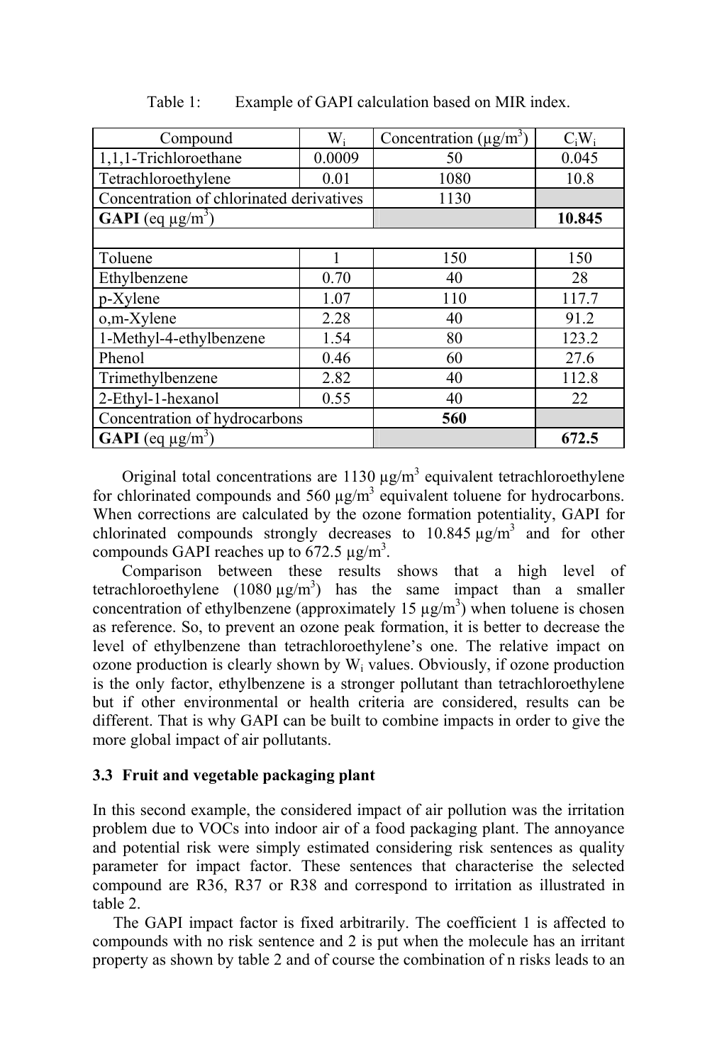Table 1: Example of GAPI calculation based on MIR index.

| Compound | $W_i$ | Concentration (µg/m$^3$) | $C_iW_i$ |
|---|---|---|---|
| 1,1,1-Trichloroethane | 0.0009 | 50 | 0.045 |
| Tetrachloroethylene | 0.01 | 1080 | 10.8 |
| Concentration of chlorinated derivatives | | 1130 | |
| **GAPI** (eq µg/m$^3$) | | | **10.845** |
| | | | |
| Toluene | 1 | 150 | 150 |
| Ethylbenzene | 0.70 | 40 | 28 |
| p-Xylene | 1.07 | 110 | 117.7 |
| o,m-Xylene | 2.28 | 40 | 91.2 |
| 1-Methyl-4-ethylbenzene | 1.54 | 80 | 123.2 |
| Phenol | 0.46 | 60 | 27.6 |
| Trimethylbenzene | 2.82 | 40 | 112.8 |
| 2-Ethyl-1-hexanol | 0.55 | 40 | 22 |
| Concentration of hydrocarbons | | **560** | |
| **GAPI** (eq µg/m$^3$) | | | **672.5** |

Original total concentrations are 1130 µg/m$^3$ equivalent tetrachloroethylene for chlorinated compounds and 560 µg/m$^3$ equivalent toluene for hydrocarbons. When corrections are calculated by the ozone formation potentiality, GAPI for chlorinated compounds strongly decreases to 10.845 µg/m$^3$ and for other compounds GAPI reaches up to 672.5 µg/m$^3$.

Comparison between these results shows that a high level of tetrachloroethylene (1080 µg/m$^3$) has the same impact than a smaller concentration of ethylbenzene (approximately 15 µg/m$^3$) when toluene is chosen as reference. So, to prevent an ozone peak formation, it is better to decrease the level of ethylbenzene than tetrachloroethylene's one. The relative impact on ozone production is clearly shown by $W_i$ values. Obviously, if ozone production is the only factor, ethylbenzene is a stronger pollutant than tetrachloroethylene but if other environmental or health criteria are considered, results can be different. That is why GAPI can be built to combine impacts in order to give the more global impact of air pollutants.

### 3.3 Fruit and vegetable packaging plant

In this second example, the considered impact of air pollution was the irritation problem due to VOCs into indoor air of a food packaging plant. The annoyance and potential risk were simply estimated considering risk sentences as quality parameter for impact factor. These sentences that characterise the selected compound are R36, R37 or R38 and correspond to irritation as illustrated in table 2.

The GAPI impact factor is fixed arbitrarily. The coefficient 1 is affected to compounds with no risk sentence and 2 is put when the molecule has an irritant property as shown by table 2 and of course the combination of n risks leads to an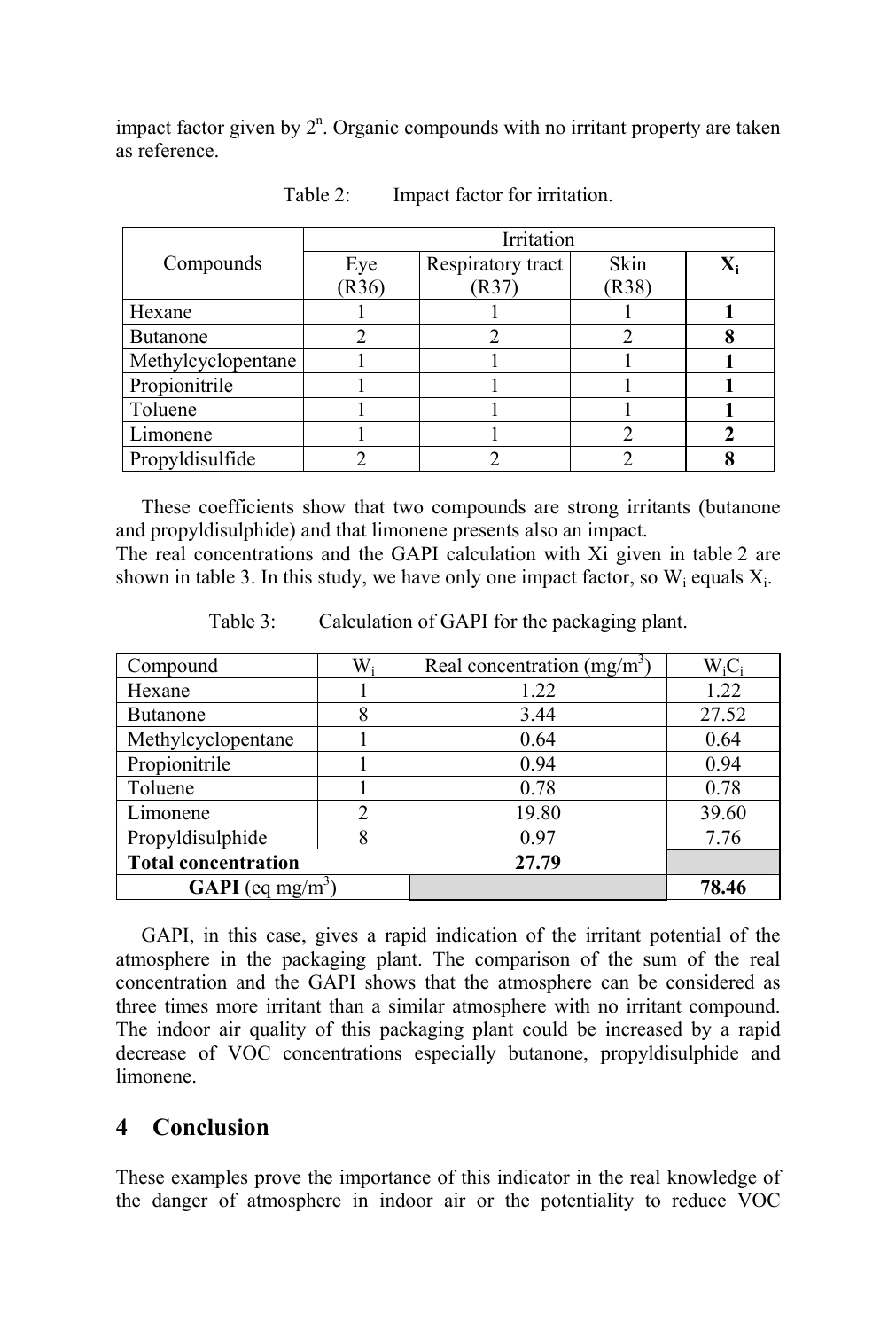impact factor given by $2^n$. Organic compounds with no irritant property are taken as reference.

Table 2: Impact factor for irritation.

| Compounds | Irritation | | | |
|---|---|---|---|---|
| | Eye (R36) | Respiratory tract (R37) | Skin (R38) | $X_i$ |
| Hexane | 1 | 1 | 1 | **1** |
| Butanone | 2 | 2 | 2 | **8** |
| Methylcyclopentane | 1 | 1 | 1 | **1** |
| Propionitrile | 1 | 1 | 1 | **1** |
| Toluene | 1 | 1 | 1 | **1** |
| Limonene | 1 | 1 | 2 | **2** |
| Propyldisulfide | 2 | 2 | 2 | **8** |

These coefficients show that two compounds are strong irritants (butanone and propyldisulphide) and that limonene presents also an impact.
The real concentrations and the GAPI calculation with Xi given in table 2 are shown in table 3. In this study, we have only one impact factor, so $W_i$ equals $X_i$.

Table 3: Calculation of GAPI for the packaging plant.

| Compound | $W_i$ | Real concentration (mg/m$^3$) | $W_iC_i$ |
|---|---|---|---|
| Hexane | 1 | 1.22 | 1.22 |
| Butanone | 8 | 3.44 | 27.52 |
| Methylcyclopentane | 1 | 0.64 | 0.64 |
| Propionitrile | 1 | 0.94 | 0.94 |
| Toluene | 1 | 0.78 | 0.78 |
| Limonene | 2 | 19.80 | 39.60 |
| Propyldisulphide | 8 | 0.97 | 7.76 |
| **Total concentration** | | **27.79** | |
| **GAPI** (eq mg/m$^3$) | | | **78.46** |

GAPI, in this case, gives a rapid indication of the irritant potential of the atmosphere in the packaging plant. The comparison of the sum of the real concentration and the GAPI shows that the atmosphere can be considered as three times more irritant than a similar atmosphere with no irritant compound. The indoor air quality of this packaging plant could be increased by a rapid decrease of VOC concentrations especially butanone, propyldisulphide and limonene.

## 4 Conclusion

These examples prove the importance of this indicator in the real knowledge of the danger of atmosphere in indoor air or the potentiality to reduce VOC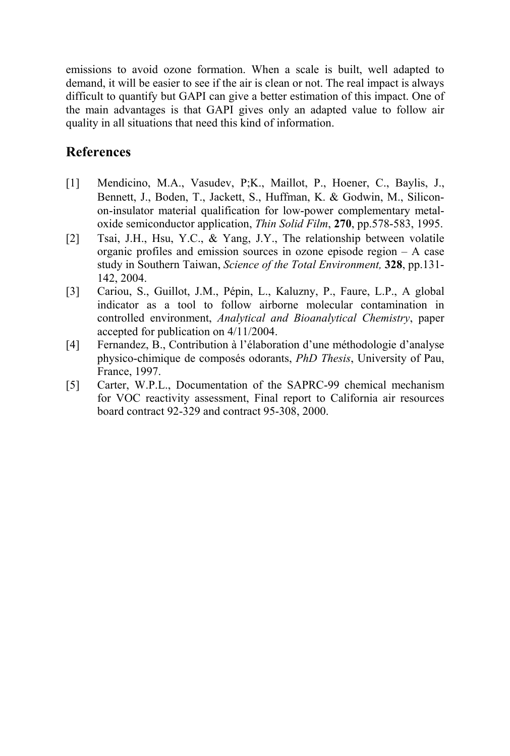emissions to avoid ozone formation. When a scale is built, well adapted to demand, it will be easier to see if the air is clean or not. The real impact is always difficult to quantify but GAPI can give a better estimation of this impact. One of the main advantages is that GAPI gives only an adapted value to follow air quality in all situations that need this kind of information.

## References

[1] Mendicino, M.A., Vasudev, P;K., Maillot, P., Hoener, C., Baylis, J., Bennett, J., Boden, T., Jackett, S., Huffman, K. & Godwin, M., Silicon-on-insulator material qualification for low-power complementary metal-oxide semiconductor application, *Thin Solid Film*, **270**, pp.578-583, 1995.

[2] Tsai, J.H., Hsu, Y.C., & Yang, J.Y., The relationship between volatile organic profiles and emission sources in ozone episode region – A case study in Southern Taiwan, *Science of the Total Environment,* **328**, pp.131-142, 2004.

[3] Cariou, S., Guillot, J.M., Pépin, L., Kaluzny, P., Faure, L.P., A global indicator as a tool to follow airborne molecular contamination in controlled environment, *Analytical and Bioanalytical Chemistry*, paper accepted for publication on 4/11/2004.

[4] Fernandez, B., Contribution à l'élaboration d'une méthodologie d'analyse physico-chimique de composés odorants, *PhD Thesis*, University of Pau, France, 1997.

[5] Carter, W.P.L., Documentation of the SAPRC-99 chemical mechanism for VOC reactivity assessment, Final report to California air resources board contract 92-329 and contract 95-308, 2000.